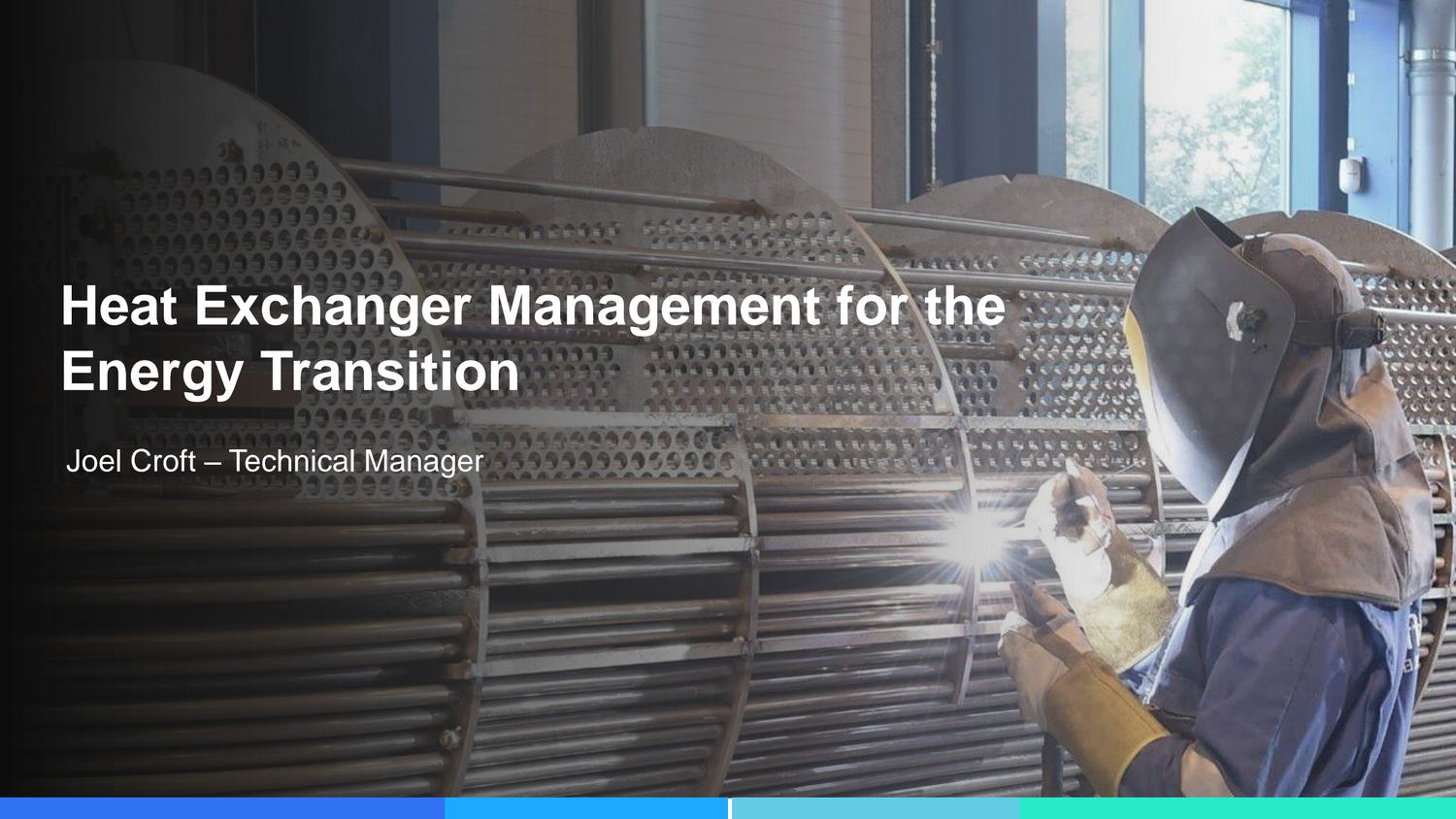# Heat Exchanger Management for the Energy Transition

Joel Croft – Technical Manager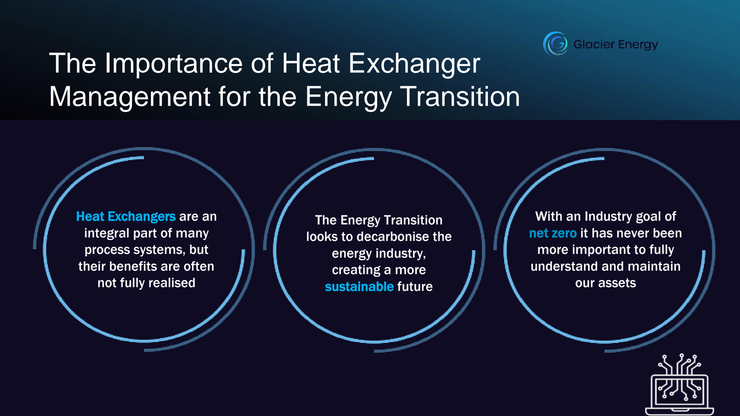# The Importance of Heat Exchanger Management for the Energy Transition

Glacier Energy

**Heat Exchangers** are an integral part of many process systems, but their benefits are often not fully realised

The Energy Transition looks to decarbonise the energy industry, creating a more **sustainable** future

With an Industry goal of **net zero** it has never been more important to fully understand and maintain our assets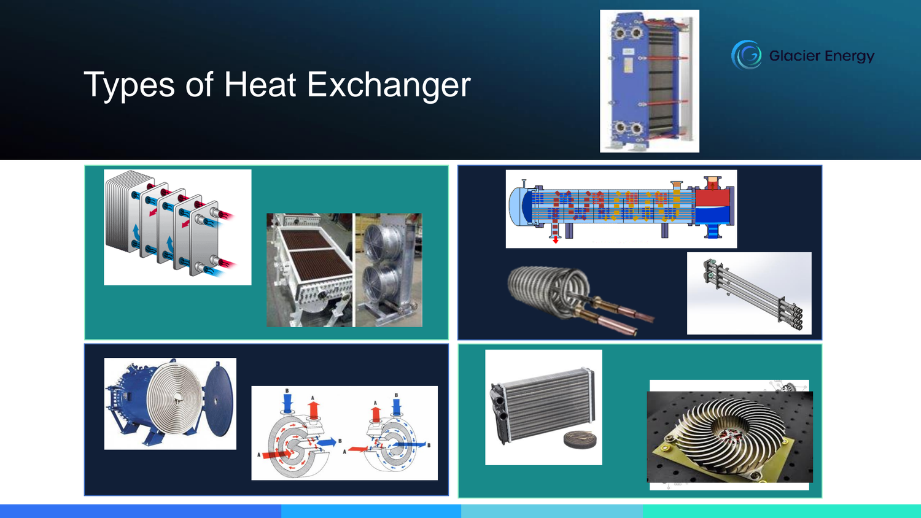# Types of Heat Exchanger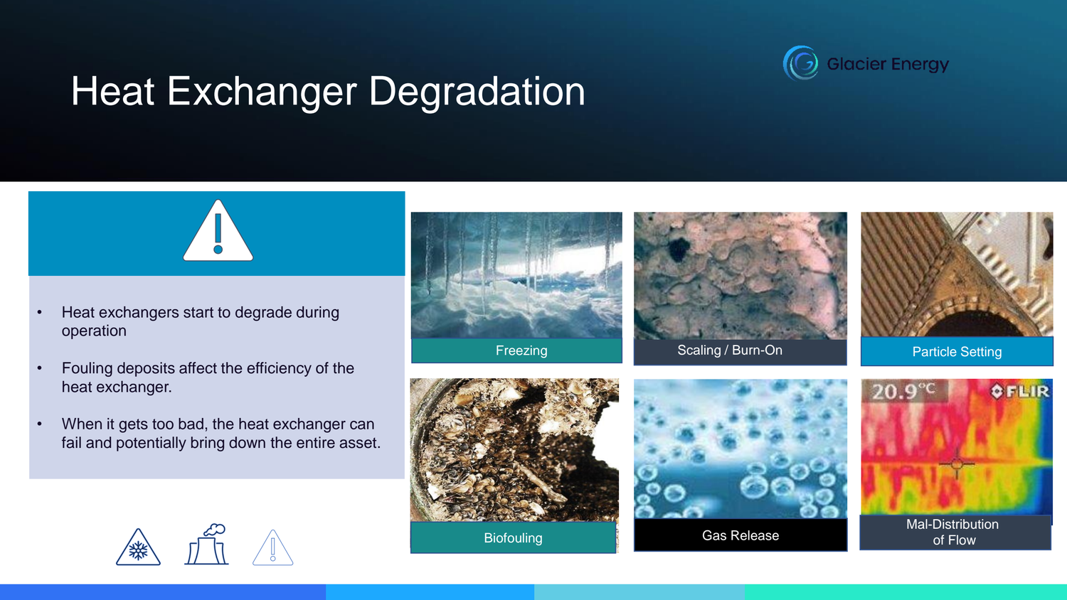# Heat Exchanger Degradation

Glacier Energy

- Heat exchangers start to degrade during operation
- Fouling deposits affect the efficiency of the heat exchanger.
- When it gets too bad, the heat exchanger can fail and potentially bring down the entire asset.

Freezing

Scaling / Burn-On

Particle Setting

Biofouling

Gas Release

Mal-Distribution of Flow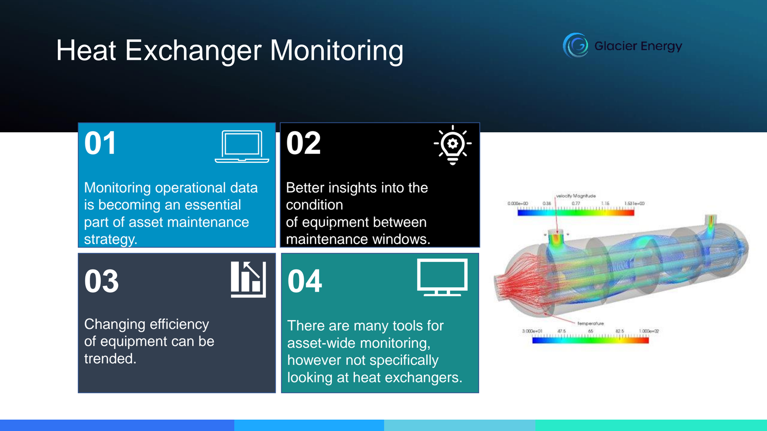# Heat Exchanger Monitoring

Glacier Energy

## 01

Monitoring operational data is becoming an essential part of asset maintenance strategy.

## 02

Better insights into the condition of equipment between maintenance windows.

## 03

Changing efficiency of equipment can be trended.

## 04

There are many tools for asset-wide monitoring, however not specifically looking at heat exchangers.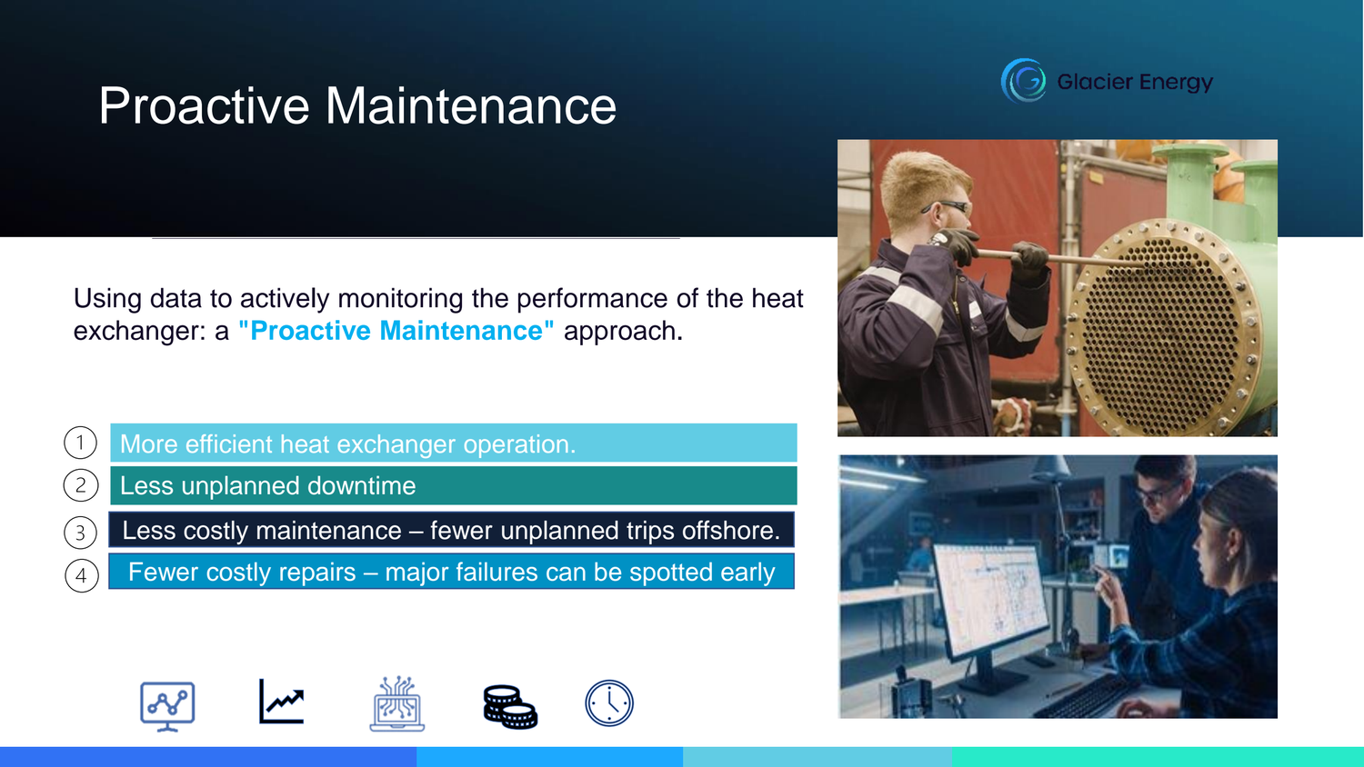# Proactive Maintenance

Glacier Energy

Using data to actively monitoring the performance of the heat exchanger: a **"Proactive Maintenance"** approach.

1. More efficient heat exchanger operation.
2. Less unplanned downtime
3. Less costly maintenance – fewer unplanned trips offshore.
4. Fewer costly repairs – major failures can be spotted early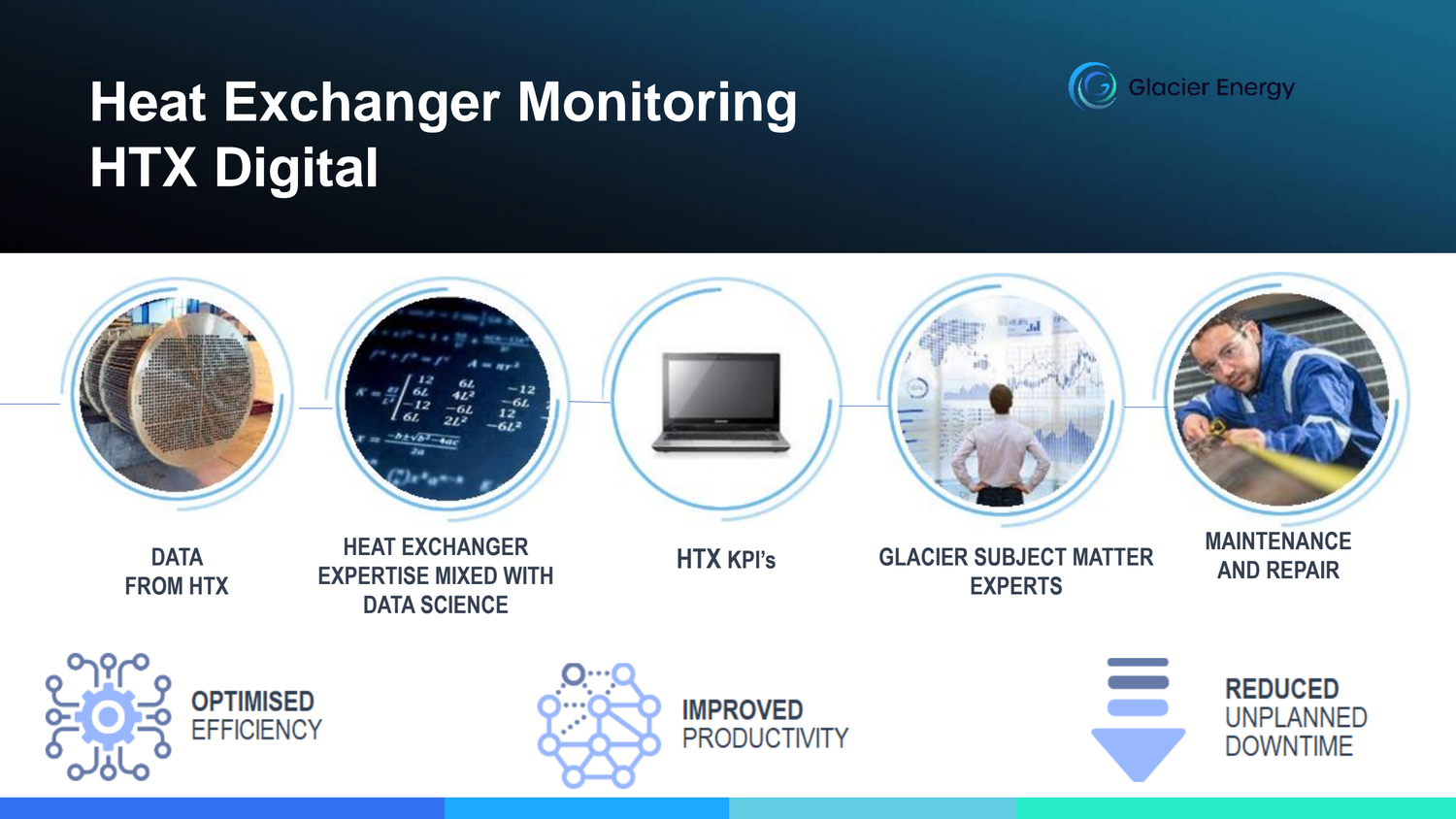# Heat Exchanger Monitoring
# HTX Digital

Glacier Energy

DATA FROM HTX

HEAT EXCHANGER EXPERTISE MIXED WITH DATA SCIENCE

HTX KPI's

GLACIER SUBJECT MATTER EXPERTS

MAINTENANCE AND REPAIR

**OPTIMISED** EFFICIENCY

**IMPROVED** PRODUCTIVITY

**REDUCED** UNPLANNED DOWNTIME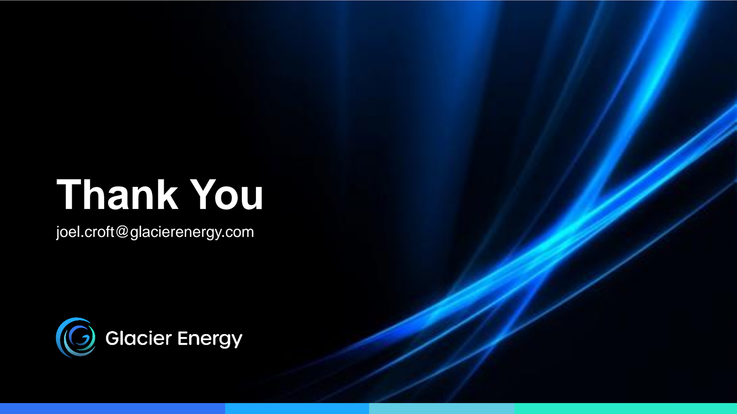# Thank You

joel.croft@glacierenergy.com

Glacier Energy